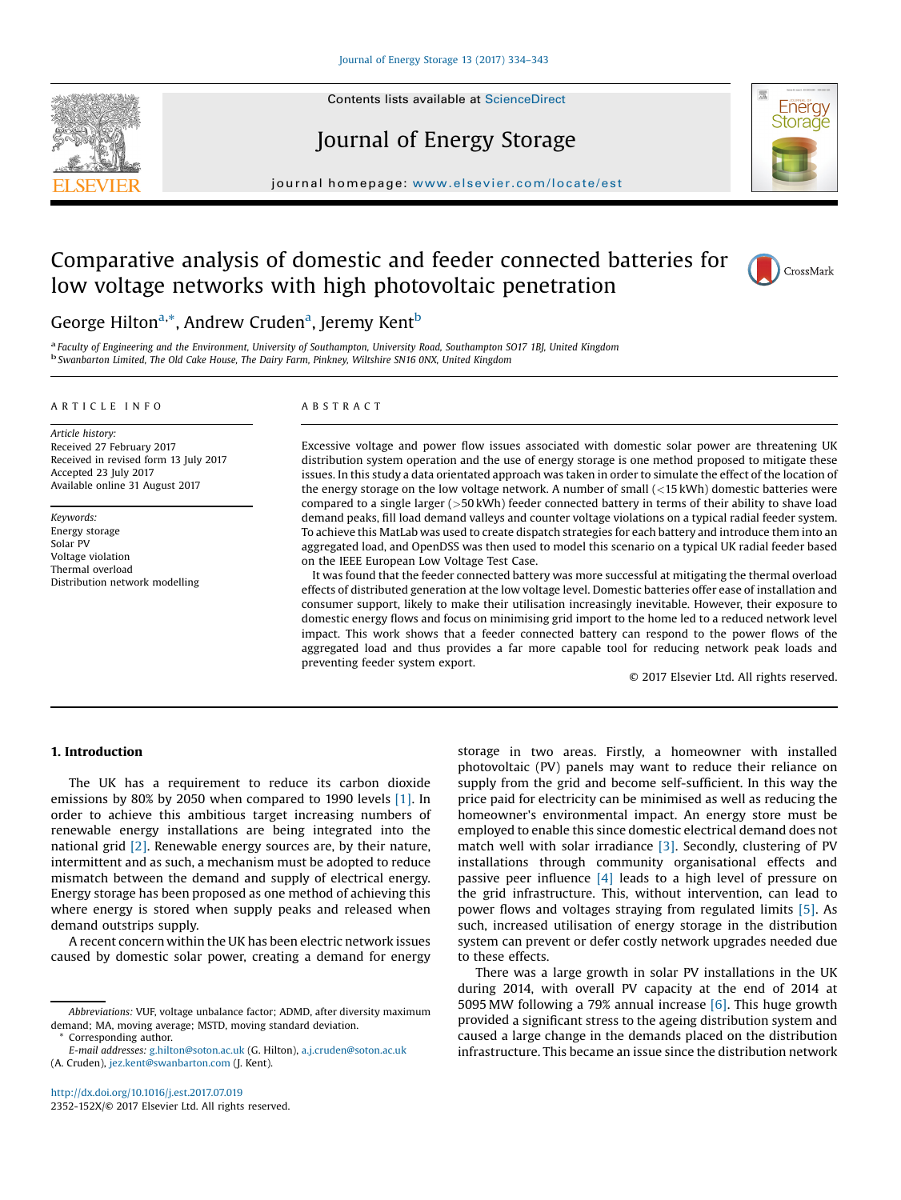# Comparative analysis of domestic and feeder connected batteries for low voltage networks with high photovoltaic penetration

George Hilton[a,*], Andrew Cruden[a], Jeremy Kent[b]

[a] Faculty of Engineering and the Environment, University of Southampton, University Road, Southampton SO17 1BJ, United Kingdom
[b] Swanbarton Limited, The Old Cake House, The Dairy Farm, Pinkney, Wiltshire SN16 0NX, United Kingdom

## ARTICLE INFO

*Article history:*
Received 27 February 2017
Received in revised form 13 July 2017
Accepted 23 July 2017
Available online 31 August 2017

*Keywords:*
Energy storage
Solar PV
Voltage violation
Thermal overload
Distribution network modelling

## ABSTRACT

Excessive voltage and power flow issues associated with domestic solar power are threatening UK distribution system operation and the use of energy storage is one method proposed to mitigate these issues. In this study a data orientated approach was taken in order to simulate the effect of the location of the energy storage on the low voltage network. A number of small (<15 kWh) domestic batteries were compared to a single larger (>50 kWh) feeder connected battery in terms of their ability to shave load demand peaks, fill load demand valleys and counter voltage violations on a typical radial feeder system. To achieve this MatLab was used to create dispatch strategies for each battery and introduce them into an aggregated load, and OpenDSS was then used to model this scenario on a typical UK radial feeder based on the IEEE European Low Voltage Test Case.

It was found that the feeder connected battery was more successful at mitigating the thermal overload effects of distributed generation at the low voltage level. Domestic batteries offer ease of installation and consumer support, likely to make their utilisation increasingly inevitable. However, their exposure to domestic energy flows and focus on minimising grid import to the home led to a reduced network level impact. This work shows that a feeder connected battery can respond to the power flows of the aggregated load and thus provides a far more capable tool for reducing network peak loads and preventing feeder system export.

© 2017 Elsevier Ltd. All rights reserved.

## 1. Introduction

The UK has a requirement to reduce its carbon dioxide emissions by 80% by 2050 when compared to 1990 levels [1]. In order to achieve this ambitious target increasing numbers of renewable energy installations are being integrated into the national grid [2]. Renewable energy sources are, by their nature, intermittent and as such, a mechanism must be adopted to reduce mismatch between the demand and supply of electrical energy. Energy storage has been proposed as one method of achieving this where energy is stored when supply peaks and released when demand outstrips supply.

A recent concern within the UK has been electric network issues caused by domestic solar power, creating a demand for energy storage in two areas. Firstly, a homeowner with installed photovoltaic (PV) panels may want to reduce their reliance on supply from the grid and become self-sufficient. In this way the price paid for electricity can be minimised as well as reducing the homeowner's environmental impact. An energy store must be employed to enable this since domestic electrical demand does not match well with solar irradiance [3]. Secondly, clustering of PV installations through community organisational effects and passive peer influence [4] leads to a high level of pressure on the grid infrastructure. This, without intervention, can lead to power flows and voltages straying from regulated limits [5]. As such, increased utilisation of energy storage in the distribution system can prevent or defer costly network upgrades needed due to these effects.

There was a large growth in solar PV installations in the UK during 2014, with overall PV capacity at the end of 2014 at 5095 MW following a 79% annual increase [6]. This huge growth provided a significant stress to the ageing distribution system and caused a large change in the demands placed on the distribution infrastructure. This became an issue since the distribution network

---

*Abbreviations:* VUF, voltage unbalance factor; ADMD, after diversity maximum demand; MA, moving average; MSTD, moving standard deviation.

\* Corresponding author.

*E-mail addresses:* g.hilton@soton.ac.uk (G. Hilton), a.j.cruden@soton.ac.uk (A. Cruden), jez.kent@swanbarton.com (J. Kent).

http://dx.doi.org/10.1016/j.est.2017.07.019
2352-152X/© 2017 Elsevier Ltd. All rights reserved.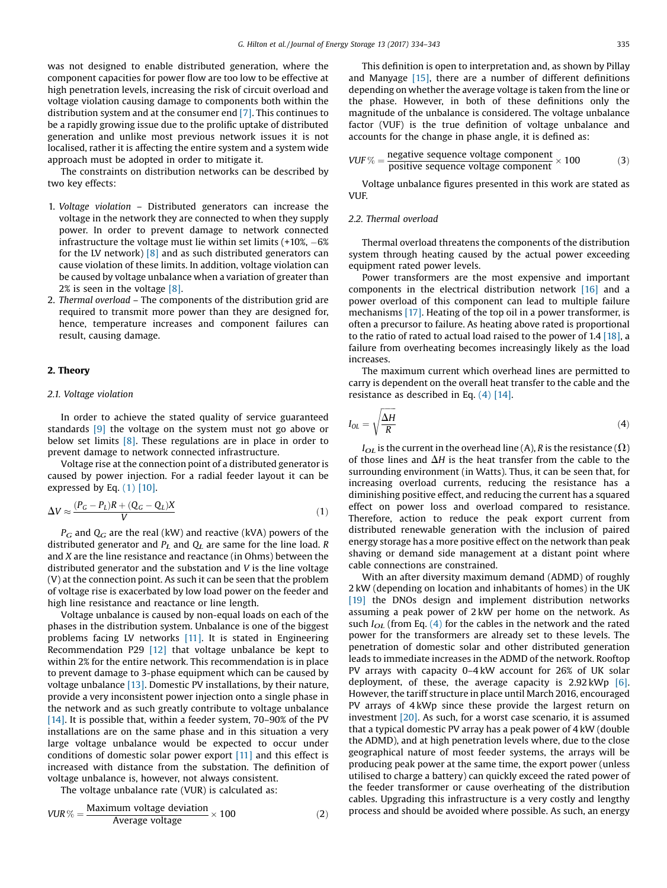was not designed to enable distributed generation, where the component capacities for power flow are too low to be effective at high penetration levels, increasing the risk of circuit overload and voltage violation causing damage to components both within the distribution system and at the consumer end [7]. This continues to be a rapidly growing issue due to the prolific uptake of distributed generation and unlike most previous network issues it is not localised, rather it is affecting the entire system and a system wide approach must be adopted in order to mitigate it.

The constraints on distribution networks can be described by two key effects:

1. *Voltage violation* – Distributed generators can increase the voltage in the network they are connected to when they supply power. In order to prevent damage to network connected infrastructure the voltage must lie within set limits (+10%, −6% for the LV network) [8] and as such distributed generators can cause violation of these limits. In addition, voltage violation can be caused by voltage unbalance when a variation of greater than 2% is seen in the voltage [8].
2. *Thermal overload* – The components of the distribution grid are required to transmit more power than they are designed for, hence, temperature increases and component failures can result, causing damage.

## 2. Theory

### 2.1. Voltage violation

In order to achieve the stated quality of service guaranteed standards [9] the voltage on the system must not go above or below set limits [8]. These regulations are in place in order to prevent damage to network connected infrastructure.

Voltage rise at the connection point of a distributed generator is caused by power injection. For a radial feeder layout it can be expressed by Eq. (1) [10].

$$\Delta V \approx \frac{(P_G - P_L)R + (Q_G - Q_L)X}{V} \tag{1}$$

$P_G$ and $Q_G$ are the real (kW) and reactive (kVA) powers of the distributed generator and $P_L$ and $Q_L$ are same for the line load. $R$ and $X$ are the line resistance and reactance (in Ohms) between the distributed generator and the substation and $V$ is the line voltage (V) at the connection point. As such it can be seen that the problem of voltage rise is exacerbated by low load power on the feeder and high line resistance and reactance or line length.

Voltage unbalance is caused by non-equal loads on each of the phases in the distribution system. Unbalance is one of the biggest problems facing LV networks [11]. It is stated in Engineering Recommendation P29 [12] that voltage unbalance be kept to within 2% for the entire network. This recommendation is in place to prevent damage to 3-phase equipment which can be caused by voltage unbalance [13]. Domestic PV installations, by their nature, provide a very inconsistent power injection onto a single phase in the network and as such greatly contribute to voltage unbalance [14]. It is possible that, within a feeder system, 70–90% of the PV installations are on the same phase and in this situation a very large voltage unbalance would be expected to occur under conditions of domestic solar power export [11] and this effect is increased with distance from the substation. The definition of voltage unbalance is, however, not always consistent.

The voltage unbalance rate (VUR) is calculated as:

$$VUR\,\% = \frac{\text{Maximum voltage deviation}}{\text{Average voltage}} \times 100 \tag{2}$$

This definition is open to interpretation and, as shown by Pillay and Manyage [15], there are a number of different definitions depending on whether the average voltage is taken from the line or the phase. However, in both of these definitions only the magnitude of the unbalance is considered. The voltage unbalance factor (VUF) is the true definition of voltage unbalance and accounts for the change in phase angle, it is defined as:

$$VUF\,\% = \frac{\text{negative sequence voltage component}}{\text{positive sequence voltage component}} \times 100 \tag{3}$$

Voltage unbalance figures presented in this work are stated as VUF.

### 2.2. Thermal overload

Thermal overload threatens the components of the distribution system through heating caused by the actual power exceeding equipment rated power levels.

Power transformers are the most expensive and important components in the electrical distribution network [16] and a power overload of this component can lead to multiple failure mechanisms [17]. Heating of the top oil in a power transformer, is often a precursor to failure. As heating above rated is proportional to the ratio of rated to actual load raised to the power of 1.4 [18], a failure from overheating becomes increasingly likely as the load increases.

The maximum current which overhead lines are permitted to carry is dependent on the overall heat transfer to the cable and the resistance as described in Eq. (4) [14].

$$I_{OL} = \sqrt{\frac{\Delta H}{R}} \tag{4}$$

$I_{OL}$ is the current in the overhead line (A), $R$ is the resistance (Ω) of those lines and $\Delta H$ is the heat transfer from the cable to the surrounding environment (in Watts). Thus, it can be seen that, for increasing overload currents, reducing the resistance has a diminishing positive effect, and reducing the current has a squared effect on power loss and overload compared to resistance. Therefore, action to reduce the peak export current from distributed renewable generation with the inclusion of paired energy storage has a more positive effect on the network than peak shaving or demand side management at a distant point where cable connections are constrained.

With an after diversity maximum demand (ADMD) of roughly 2 kW (depending on location and inhabitants of homes) in the UK [19] the DNOs design and implement distribution networks assuming a peak power of 2 kW per home on the network. As such $I_{OL}$ (from Eq. (4) for the cables in the network and the rated power for the transformers are already set to these levels. The penetration of domestic solar and other distributed generation leads to immediate increases in the ADMD of the network. Rooftop PV arrays with capacity 0–4 kW account for 26% of UK solar deployment, and of these, the average capacity is 2.92 kWp [6]. However, the tariff structure in place until March 2016, encouraged PV arrays of 4 kWp since these provide the largest return on investment [20]. As such, for a worst case scenario, it is assumed that a typical domestic PV array has a peak power of 4 kW (double the ADMD), and at high penetration levels where, due to the close geographical nature of most feeder systems, the arrays will be producing peak power at the same time, the export power (unless utilised to charge a battery) can quickly exceed the rated power of the feeder transformer or cause overheating of the distribution cables. Upgrading this infrastructure is a very costly and lengthy process and should be avoided where possible. As such, an energy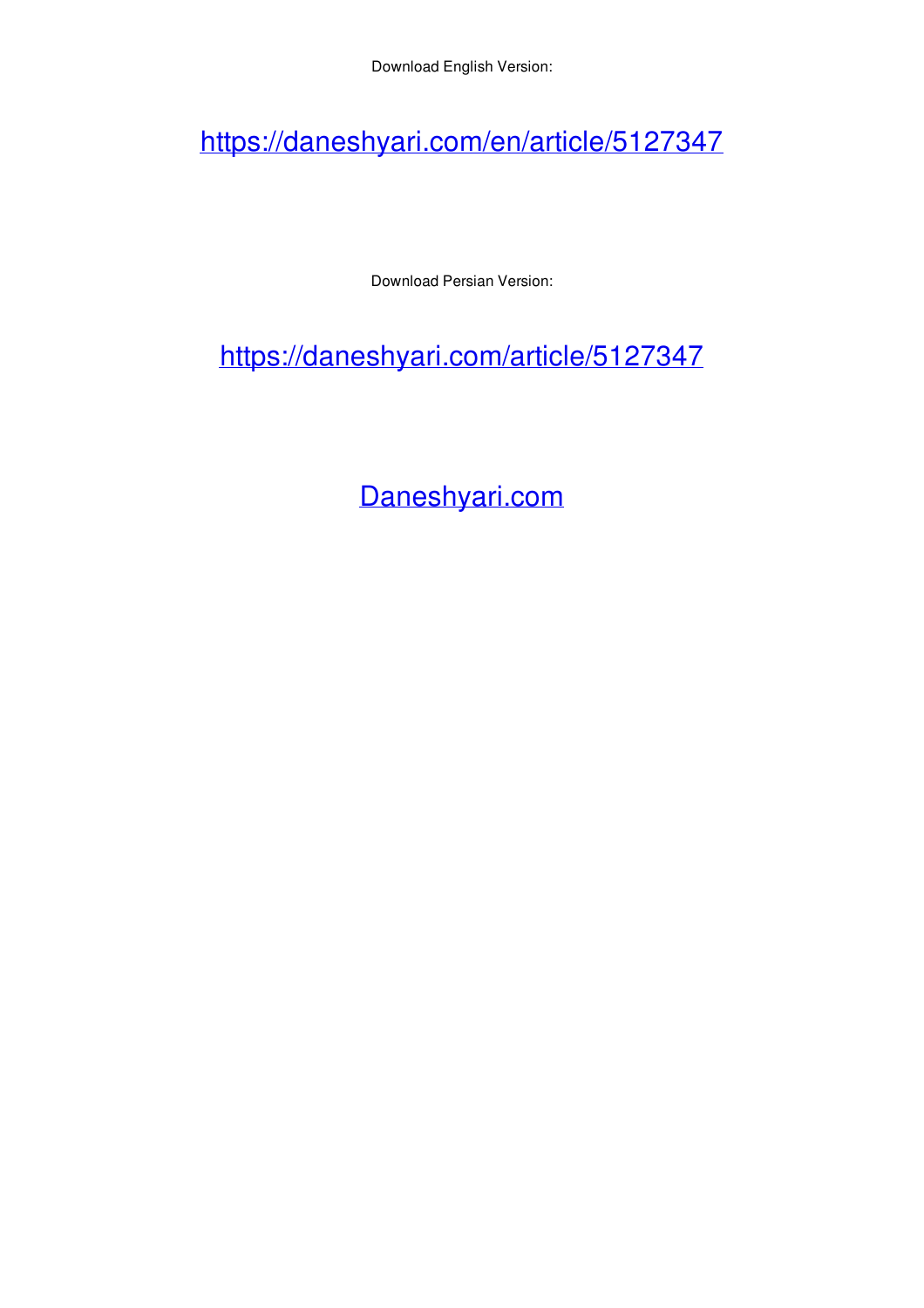Download English Version:

https://daneshyari.com/en/article/5127347

Download Persian Version:

https://daneshyari.com/article/5127347

Daneshyari.com